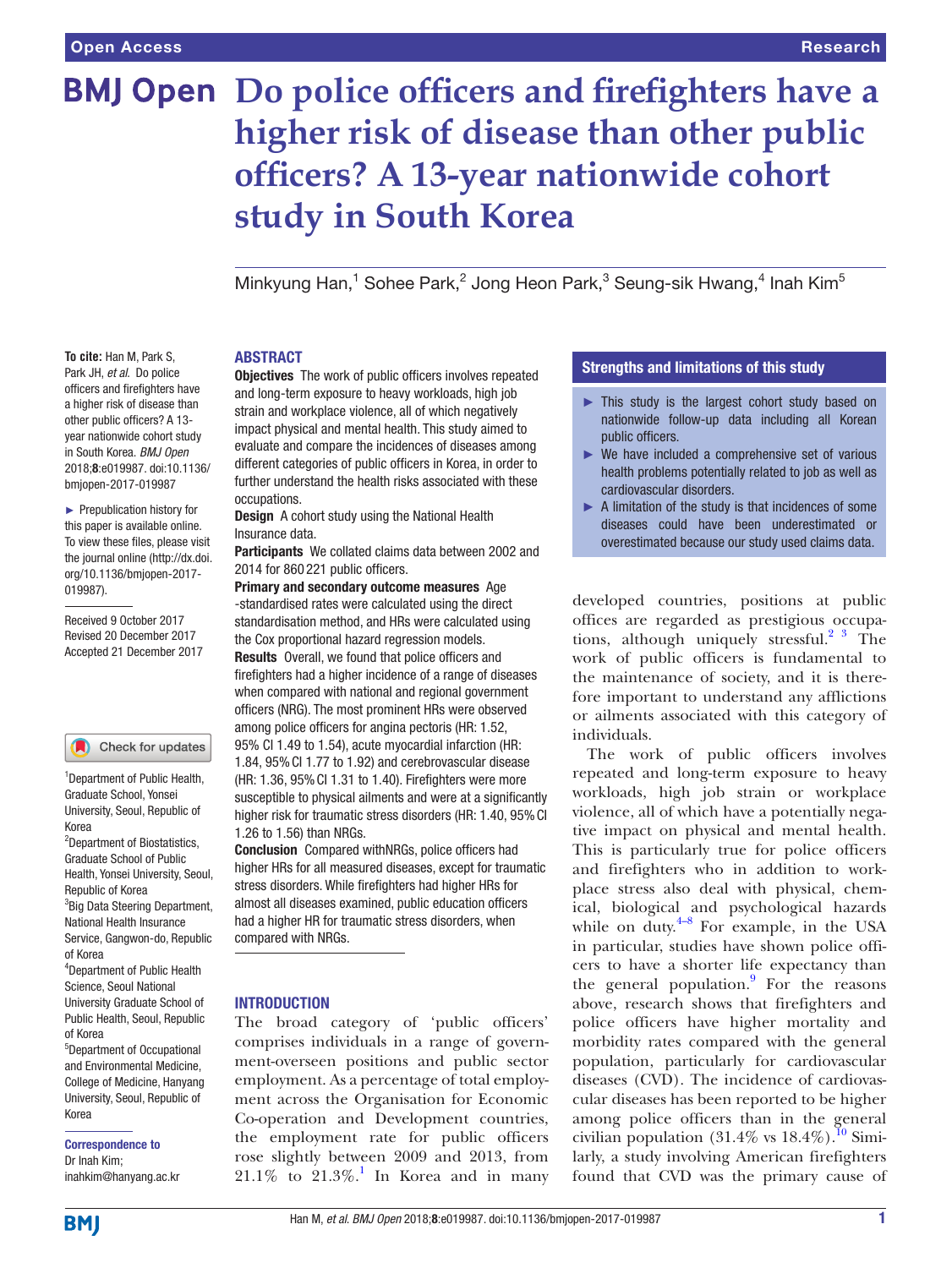# Do police officers and firefighters have a higher risk of disease than other public officers? A 13-year nationwide cohort study in South Korea

Minkyung Han,[1] Sohee Park,[2] Jong Heon Park,[3] Seung-sik Hwang,[4] Inah Kim[5]

**To cite:** Han M, Park S, Park JH, *et al*. Do police officers and firefighters have a higher risk of disease than other public officers? A 13-year nationwide cohort study in South Korea. *BMJ Open* 2018;**8**:e019987. doi:10.1136/bmjopen-2017-019987

► Prepublication history for this paper is available online. To view these files, please visit the journal online (http://dx.doi.org/10.1136/bmjopen-2017-019987).

Received 9 October 2017
Revised 20 December 2017
Accepted 21 December 2017

[1]Department of Public Health, Graduate School, Yonsei University, Seoul, Republic of Korea
[2]Department of Biostatistics, Graduate School of Public Health, Yonsei University, Seoul, Republic of Korea
[3]Big Data Steering Department, National Health Insurance Service, Gangwon-do, Republic of Korea
[4]Department of Public Health Science, Seoul National University Graduate School of Public Health, Seoul, Republic of Korea
[5]Department of Occupational and Environmental Medicine, College of Medicine, Hanyang University, Seoul, Republic of Korea

**Correspondence to**
Dr Inah Kim;
inahkim@hanyang.ac.kr

## ABSTRACT

**Objectives** The work of public officers involves repeated and long-term exposure to heavy workloads, high job strain and workplace violence, all of which negatively impact physical and mental health. This study aimed to evaluate and compare the incidences of diseases among different categories of public officers in Korea, in order to further understand the health risks associated with these occupations.

**Design** A cohort study using the National Health Insurance data.

**Participants** We collated claims data between 2002 and 2014 for 860 221 public officers.

**Primary and secondary outcome measures** Age -standardised rates were calculated using the direct standardisation method, and HRs were calculated using the Cox proportional hazard regression models.

**Results** Overall, we found that police officers and firefighters had a higher incidence of a range of diseases when compared with national and regional government officers (NRG). The most prominent HRs were observed among police officers for angina pectoris (HR: 1.52, 95% CI 1.49 to 1.54), acute myocardial infarction (HR: 1.84, 95% CI 1.77 to 1.92) and cerebrovascular disease (HR: 1.36, 95% CI 1.31 to 1.40). Firefighters were more susceptible to physical ailments and were at a significantly higher risk for traumatic stress disorders (HR: 1.40, 95% CI 1.26 to 1.56) than NRGs.

**Conclusion** Compared withNRGs, police officers had higher HRs for all measured diseases, except for traumatic stress disorders. While firefighters had higher HRs for almost all diseases examined, public education officers had a higher HR for traumatic stress disorders, when compared with NRGs.

## Strengths and limitations of this study

- ► This study is the largest cohort study based on nationwide follow-up data including all Korean public officers.
- ► We have included a comprehensive set of various health problems potentially related to job as well as cardiovascular disorders.
- ► A limitation of the study is that incidences of some diseases could have been underestimated or overestimated because our study used claims data.

## INTRODUCTION

The broad category of 'public officers' comprises individuals in a range of government-overseen positions and public sector employment. As a percentage of total employment across the Organisation for Economic Co-operation and Development countries, the employment rate for public officers rose slightly between 2009 and 2013, from 21.1% to 21.3%.[1] In Korea and in many developed countries, positions at public offices are regarded as prestigious occupations, although uniquely stressful.[2,3] The work of public officers is fundamental to the maintenance of society, and it is therefore important to understand any afflictions or ailments associated with this category of individuals.

The work of public officers involves repeated and long-term exposure to heavy workloads, high job strain or workplace violence, all of which have a potentially negative impact on physical and mental health. This is particularly true for police officers and firefighters who in addition to workplace stress also deal with physical, chemical, biological and psychological hazards while on duty.[4–8] For example, in the USA in particular, studies have shown police officers to have a shorter life expectancy than the general population.[9] For the reasons above, research shows that firefighters and police officers have higher mortality and morbidity rates compared with the general population, particularly for cardiovascular diseases (CVD). The incidence of cardiovascular diseases has been reported to be higher among police officers than in the general civilian population (31.4% vs 18.4%).[10] Similarly, a study involving American firefighters found that CVD was the primary cause of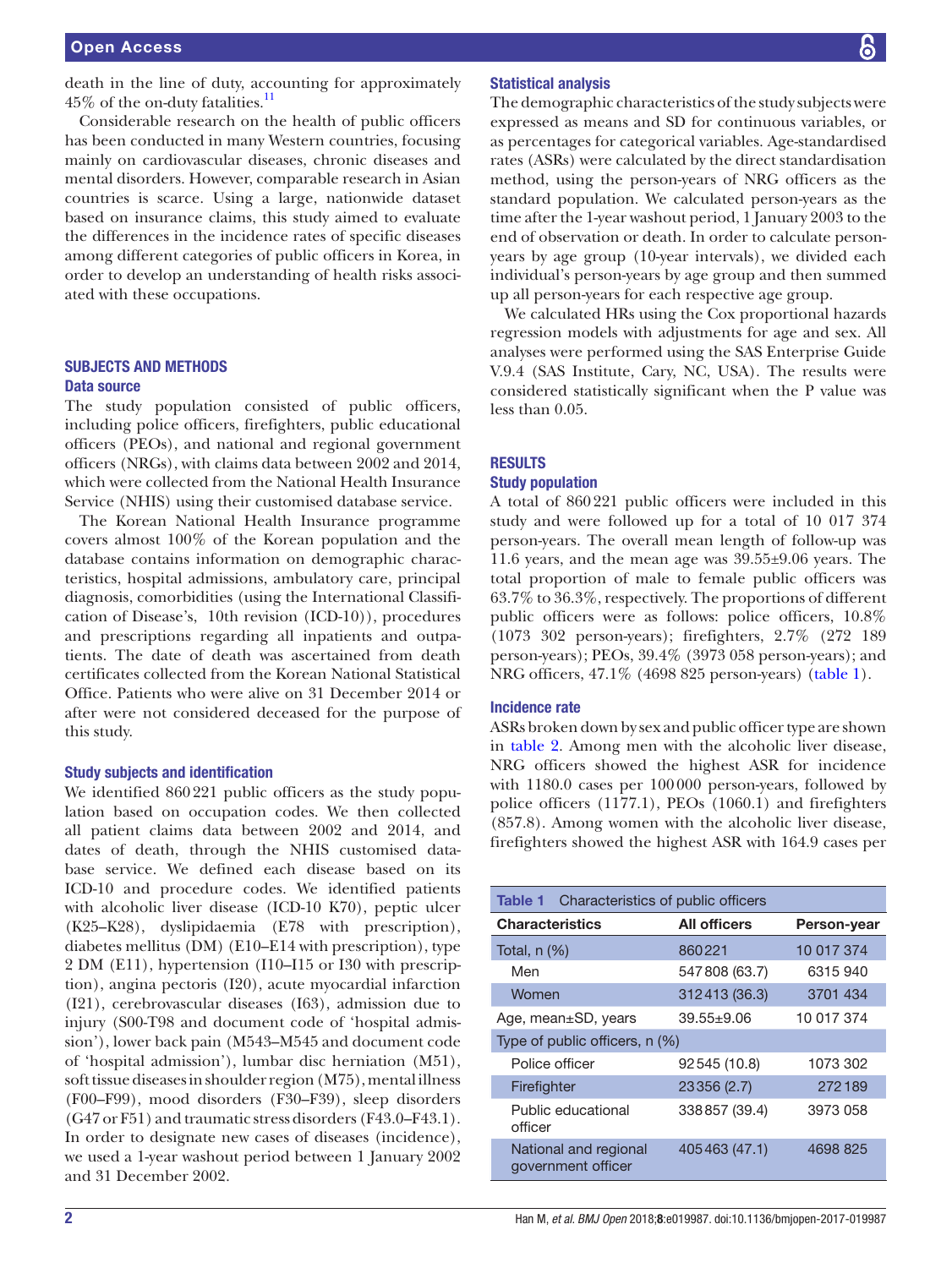death in the line of duty, accounting for approximately 45% of the on-duty fatalities.[11]

Considerable research on the health of public officers has been conducted in many Western countries, focusing mainly on cardiovascular diseases, chronic diseases and mental disorders. However, comparable research in Asian countries is scarce. Using a large, nationwide dataset based on insurance claims, this study aimed to evaluate the differences in the incidence rates of specific diseases among different categories of public officers in Korea, in order to develop an understanding of health risks associated with these occupations.

## SUBJECTS AND METHODS

### Data source

The study population consisted of public officers, including police officers, firefighters, public educational officers (PEOs), and national and regional government officers (NRGs), with claims data between 2002 and 2014, which were collected from the National Health Insurance Service (NHIS) using their customised database service.

The Korean National Health Insurance programme covers almost 100% of the Korean population and the database contains information on demographic characteristics, hospital admissions, ambulatory care, principal diagnosis, comorbidities (using the International Classification of Disease's, 10th revision (ICD-10)), procedures and prescriptions regarding all inpatients and outpatients. The date of death was ascertained from death certificates collected from the Korean National Statistical Office. Patients who were alive on 31 December 2014 or after were not considered deceased for the purpose of this study.

### Study subjects and identification

We identified 860 221 public officers as the study population based on occupation codes. We then collected all patient claims data between 2002 and 2014, and dates of death, through the NHIS customised database service. We defined each disease based on its ICD-10 and procedure codes. We identified patients with alcoholic liver disease (ICD-10 K70), peptic ulcer (K25–K28), dyslipidaemia (E78 with prescription), diabetes mellitus (DM) (E10–E14 with prescription), type 2 DM (E11), hypertension (I10–I15 or I30 with prescription), angina pectoris (I20), acute myocardial infarction (I21), cerebrovascular diseases (I63), admission due to injury (S00-T98 and document code of 'hospital admission'), lower back pain (M543–M545 and document code of 'hospital admission'), lumbar disc herniation (M51), soft tissue diseases in shoulder region (M75), mental illness (F00–F99), mood disorders (F30–F39), sleep disorders (G47 or F51) and traumatic stress disorders (F43.0–F43.1). In order to designate new cases of diseases (incidence), we used a 1-year washout period between 1 January 2002 and 31 December 2002.

### Statistical analysis

The demographic characteristics of the study subjects were expressed as means and SD for continuous variables, or as percentages for categorical variables. Age-standardised rates (ASRs) were calculated by the direct standardisation method, using the person-years of NRG officers as the standard population. We calculated person-years as the time after the 1-year washout period, 1 January 2003 to the end of observation or death. In order to calculate person-years by age group (10-year intervals), we divided each individual's person-years by age group and then summed up all person-years for each respective age group.

We calculated HRs using the Cox proportional hazards regression models with adjustments for age and sex. All analyses were performed using the SAS Enterprise Guide V.9.4 (SAS Institute, Cary, NC, USA). The results were considered statistically significant when the P value was less than 0.05.

## RESULTS

### Study population

A total of 860 221 public officers were included in this study and were followed up for a total of 10 017 374 person-years. The overall mean length of follow-up was 11.6 years, and the mean age was 39.55±9.06 years. The total proportion of male to female public officers was 63.7% to 36.3%, respectively. The proportions of different public officers were as follows: police officers, 10.8% (1073 302 person-years); firefighters, 2.7% (272 189 person-years); PEOs, 39.4% (3973 058 person-years); and NRG officers, 47.1% (4698 825 person-years) (table 1).

### Incidence rate

ASRs broken down by sex and public officer type are shown in table 2. Among men with the alcoholic liver disease, NRG officers showed the highest ASR for incidence with 1180.0 cases per 100 000 person-years, followed by police officers (1177.1), PEOs (1060.1) and firefighters (857.8). Among women with the alcoholic liver disease, firefighters showed the highest ASR with 164.9 cases per

**Table 1** Characteristics of public officers

| Characteristics | All officers | Person-year |
|---|---|---|
| Total, n (%) | 860 221 | 10 017 374 |
| Men | 547 808 (63.7) | 6315 940 |
| Women | 312 413 (36.3) | 3701 434 |
| Age, mean±SD, years | 39.55±9.06 | 10 017 374 |
| Type of public officers, n (%) | | |
| Police officer | 92 545 (10.8) | 1073 302 |
| Firefighter | 23 356 (2.7) | 272 189 |
| Public educational officer | 338 857 (39.4) | 3973 058 |
| National and regional government officer | 405 463 (47.1) | 4698 825 |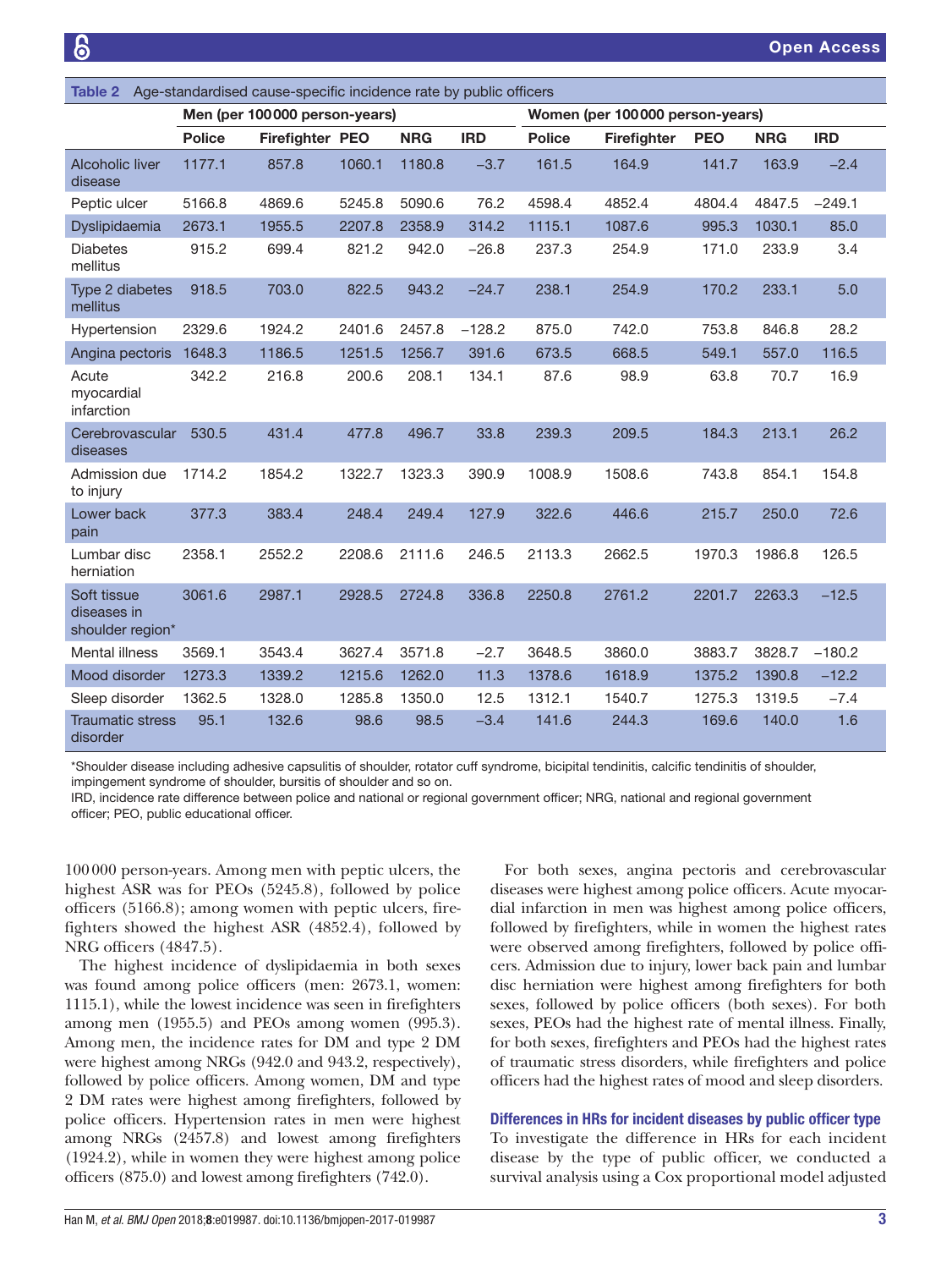**Table 2** Age-standardised cause-specific incidence rate by public officers

| | Men (per 100 000 person-years) | | | | | Women (per 100 000 person-years) | | | | |
|---|---|---|---|---|---|---|---|---|---|---|
| | Police | Firefighter | PEO | NRG | IRD | Police | Firefighter | PEO | NRG | IRD |
| Alcoholic liver disease | 1177.1 | 857.8 | 1060.1 | 1180.8 | −3.7 | 161.5 | 164.9 | 141.7 | 163.9 | −2.4 |
| Peptic ulcer | 5166.8 | 4869.6 | 5245.8 | 5090.6 | 76.2 | 4598.4 | 4852.4 | 4804.4 | 4847.5 | −249.1 |
| Dyslipidaemia | 2673.1 | 1955.5 | 2207.8 | 2358.9 | 314.2 | 1115.1 | 1087.6 | 995.3 | 1030.1 | 85.0 |
| Diabetes mellitus | 915.2 | 699.4 | 821.2 | 942.0 | −26.8 | 237.3 | 254.9 | 171.0 | 233.9 | 3.4 |
| Type 2 diabetes mellitus | 918.5 | 703.0 | 822.5 | 943.2 | −24.7 | 238.1 | 254.9 | 170.2 | 233.1 | 5.0 |
| Hypertension | 2329.6 | 1924.2 | 2401.6 | 2457.8 | −128.2 | 875.0 | 742.0 | 753.8 | 846.8 | 28.2 |
| Angina pectoris | 1648.3 | 1186.5 | 1251.5 | 1256.7 | 391.6 | 673.5 | 668.5 | 549.1 | 557.0 | 116.5 |
| Acute myocardial infarction | 342.2 | 216.8 | 200.6 | 208.1 | 134.1 | 87.6 | 98.9 | 63.8 | 70.7 | 16.9 |
| Cerebrovascular diseases | 530.5 | 431.4 | 477.8 | 496.7 | 33.8 | 239.3 | 209.5 | 184.3 | 213.1 | 26.2 |
| Admission due to injury | 1714.2 | 1854.2 | 1322.7 | 1323.3 | 390.9 | 1008.9 | 1508.6 | 743.8 | 854.1 | 154.8 |
| Lower back pain | 377.3 | 383.4 | 248.4 | 249.4 | 127.9 | 322.6 | 446.6 | 215.7 | 250.0 | 72.6 |
| Lumbar disc herniation | 2358.1 | 2552.2 | 2208.6 | 2111.6 | 246.5 | 2113.3 | 2662.5 | 1970.3 | 1986.8 | 126.5 |
| Soft tissue diseases in shoulder region* | 3061.6 | 2987.1 | 2928.5 | 2724.8 | 336.8 | 2250.8 | 2761.2 | 2201.7 | 2263.3 | −12.5 |
| Mental illness | 3569.1 | 3543.4 | 3627.4 | 3571.8 | −2.7 | 3648.5 | 3860.0 | 3883.7 | 3828.7 | −180.2 |
| Mood disorder | 1273.3 | 1339.2 | 1215.6 | 1262.0 | 11.3 | 1378.6 | 1618.9 | 1375.2 | 1390.8 | −12.2 |
| Sleep disorder | 1362.5 | 1328.0 | 1285.8 | 1350.0 | 12.5 | 1312.1 | 1540.7 | 1275.3 | 1319.5 | −7.4 |
| Traumatic stress disorder | 95.1 | 132.6 | 98.6 | 98.5 | −3.4 | 141.6 | 244.3 | 169.6 | 140.0 | 1.6 |

*Shoulder disease including adhesive capsulitis of shoulder, rotator cuff syndrome, bicipital tendinitis, calcific tendinitis of shoulder, impingement syndrome of shoulder, bursitis of shoulder and so on.

IRD, incidence rate difference between police and national or regional government officer; NRG, national and regional government officer; PEO, public educational officer.

100 000 person-years. Among men with peptic ulcers, the highest ASR was for PEOs (5245.8), followed by police officers (5166.8); among women with peptic ulcers, firefighters showed the highest ASR (4852.4), followed by NRG officers (4847.5).

The highest incidence of dyslipidaemia in both sexes was found among police officers (men: 2673.1, women: 1115.1), while the lowest incidence was seen in firefighters among men (1955.5) and PEOs among women (995.3). Among men, the incidence rates for DM and type 2 DM were highest among NRGs (942.0 and 943.2, respectively), followed by police officers. Among women, DM and type 2 DM rates were highest among firefighters, followed by police officers. Hypertension rates in men were highest among NRGs (2457.8) and lowest among firefighters (1924.2), while in women they were highest among police officers (875.0) and lowest among firefighters (742.0).

For both sexes, angina pectoris and cerebrovascular diseases were highest among police officers. Acute myocardial infarction in men was highest among police officers, followed by firefighters, while in women the highest rates were observed among firefighters, followed by police officers. Admission due to injury, lower back pain and lumbar disc herniation were highest among firefighters for both sexes, followed by police officers (both sexes). For both sexes, PEOs had the highest rate of mental illness. Finally, for both sexes, firefighters and PEOs had the highest rates of traumatic stress disorders, while firefighters and police officers had the highest rates of mood and sleep disorders.

### Differences in HRs for incident diseases by public officer type

To investigate the difference in HRs for each incident disease by the type of public officer, we conducted a survival analysis using a Cox proportional model adjusted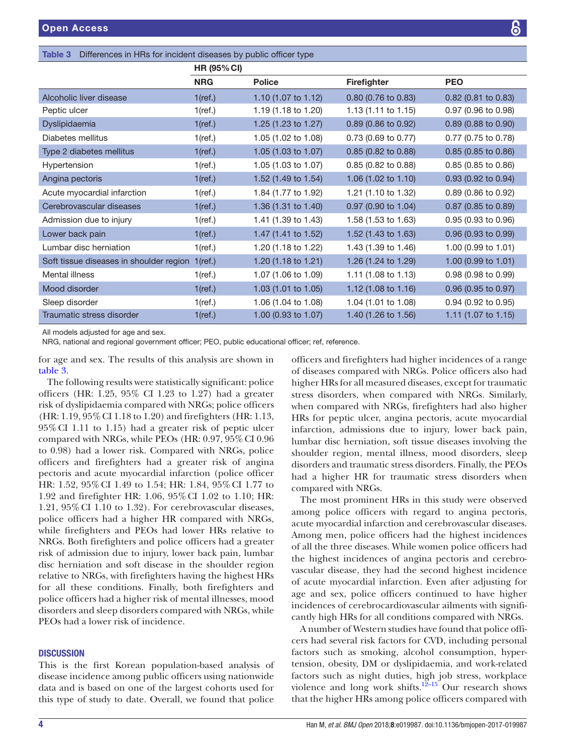**Table 3** Differences in HRs for incident diseases by public officer type

| | HR (95% CI) | | | |
|---|---|---|---|---|
| | NRG | Police | Firefighter | PEO |
| Alcoholic liver disease | 1(ref.) | 1.10 (1.07 to 1.12) | 0.80 (0.76 to 0.83) | 0.82 (0.81 to 0.83) |
| Peptic ulcer | 1(ref.) | 1.19 (1.18 to 1.20) | 1.13 (1.11 to 1.15) | 0.97 (0.96 to 0.98) |
| Dyslipidaemia | 1(ref.) | 1.25 (1.23 to 1.27) | 0.89 (0.86 to 0.92) | 0.89 (0.88 to 0.90) |
| Diabetes mellitus | 1(ref.) | 1.05 (1.02 to 1.08) | 0.73 (0.69 to 0.77) | 0.77 (0.75 to 0.78) |
| Type 2 diabetes mellitus | 1(ref.) | 1.05 (1.03 to 1.07) | 0.85 (0.82 to 0.88) | 0.85 (0.85 to 0.86) |
| Hypertension | 1(ref.) | 1.05 (1.03 to 1.07) | 0.85 (0.82 to 0.88) | 0.85 (0.85 to 0.86) |
| Angina pectoris | 1(ref.) | 1.52 (1.49 to 1.54) | 1.06 (1.02 to 1.10) | 0.93 (0.92 to 0.94) |
| Acute myocardial infarction | 1(ref.) | 1.84 (1.77 to 1.92) | 1.21 (1.10 to 1.32) | 0.89 (0.86 to 0.92) |
| Cerebrovascular diseases | 1(ref.) | 1.36 (1.31 to 1.40) | 0.97 (0.90 to 1.04) | 0.87 (0.85 to 0.89) |
| Admission due to injury | 1(ref.) | 1.41 (1.39 to 1.43) | 1.58 (1.53 to 1.63) | 0.95 (0.93 to 0.96) |
| Lower back pain | 1(ref.) | 1.47 (1.41 to 1.52) | 1.52 (1.43 to 1.63) | 0.96 (0.93 to 0.99) |
| Lumbar disc herniation | 1(ref.) | 1.20 (1.18 to 1.22) | 1.43 (1.39 to 1.46) | 1.00 (0.99 to 1.01) |
| Soft tissue diseases in shoulder region | 1(ref.) | 1.20 (1.18 to 1.21) | 1.26 (1.24 to 1.29) | 1.00 (0.99 to 1.01) |
| Mental illness | 1(ref.) | 1.07 (1.06 to 1.09) | 1.11 (1.08 to 1.13) | 0.98 (0.98 to 0.99) |
| Mood disorder | 1(ref.) | 1.03 (1.01 to 1.05) | 1.12 (1.08 to 1.16) | 0.96 (0.95 to 0.97) |
| Sleep disorder | 1(ref.) | 1.06 (1.04 to 1.08) | 1.04 (1.01 to 1.08) | 0.94 (0.92 to 0.95) |
| Traumatic stress disorder | 1(ref.) | 1.00 (0.93 to 1.07) | 1.40 (1.26 to 1.56) | 1.11 (1.07 to 1.15) |

All models adjusted for age and sex.
NRG, national and regional government officer; PEO, public educational officer; ref, reference.

for age and sex. The results of this analysis are shown in table 3.

The following results were statistically significant: police officers (HR: 1.25, 95% CI 1.23 to 1.27) had a greater risk of dyslipidaemia compared with NRGs; police officers (HR: 1.19, 95% CI 1.18 to 1.20) and firefighters (HR: 1.13, 95% CI 1.11 to 1.15) had a greater risk of peptic ulcer compared with NRGs, while PEOs (HR: 0.97, 95% CI 0.96 to 0.98) had a lower risk. Compared with NRGs, police officers and firefighters had a greater risk of angina pectoris and acute myocardial infarction (police officer HR: 1.52, 95% CI 1.49 to 1.54; HR: 1.84, 95% CI 1.77 to 1.92 and firefighter HR: 1.06, 95% CI 1.02 to 1.10; HR: 1.21, 95% CI 1.10 to 1.32). For cerebrovascular diseases, police officers had a higher HR compared with NRGs, while firefighters and PEOs had lower HRs relative to NRGs. Both firefighters and police officers had a greater risk of admission due to injury, lower back pain, lumbar disc herniation and soft disease in the shoulder region relative to NRGs, with firefighters having the highest HRs for all these conditions. Finally, both firefighters and police officers had a higher risk of mental illnesses, mood disorders and sleep disorders compared with NRGs, while PEOs had a lower risk of incidence.

## DISCUSSION

This is the first Korean population-based analysis of disease incidence among public officers using nationwide data and is based on one of the largest cohorts used for this type of study to date. Overall, we found that police officers and firefighters had higher incidences of a range of diseases compared with NRGs. Police officers also had higher HRs for all measured diseases, except for traumatic stress disorders, when compared with NRGs. Similarly, when compared with NRGs, firefighters had also higher HRs for peptic ulcer, angina pectoris, acute myocardial infarction, admissions due to injury, lower back pain, lumbar disc herniation, soft tissue diseases involving the shoulder region, mental illness, mood disorders, sleep disorders and traumatic stress disorders. Finally, the PEOs had a higher HR for traumatic stress disorders when compared with NRGs.

The most prominent HRs in this study were observed among police officers with regard to angina pectoris, acute myocardial infarction and cerebrovascular diseases. Among men, police officers had the highest incidences of all the three diseases. While women police officers had the highest incidences of angina pectoris and cerebrovascular disease, they had the second highest incidence of acute myocardial infarction. Even after adjusting for age and sex, police officers continued to have higher incidences of cerebrocardiovascular ailments with significantly high HRs for all conditions compared with NRGs.

A number of Western studies have found that police officers had several risk factors for CVD, including personal factors such as smoking, alcohol consumption, hypertension, obesity, DM or dyslipidaemia, and work-related factors such as night duties, high job stress, workplace violence and long work shifts.[12–15] Our research shows that the higher HRs among police officers compared with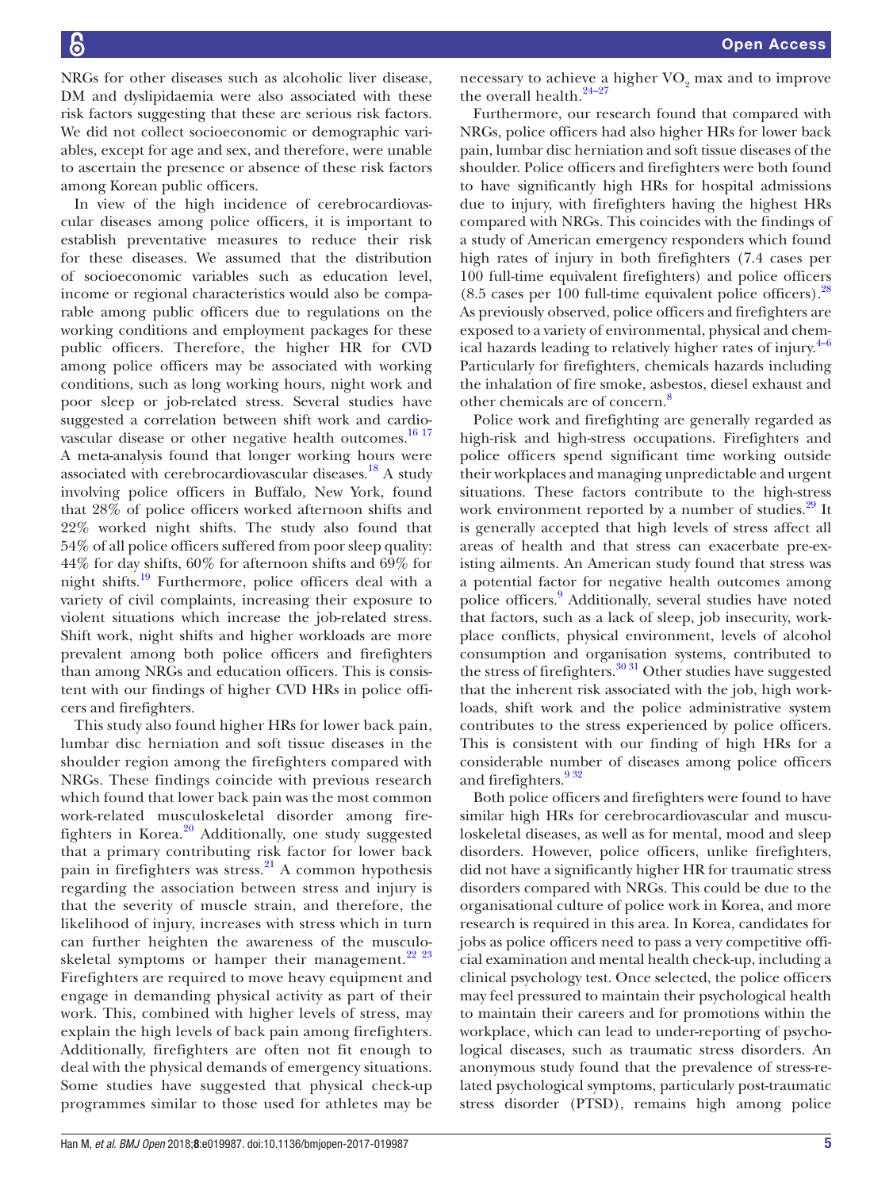NRGs for other diseases such as alcoholic liver disease, DM and dyslipidaemia were also associated with these risk factors suggesting that these are serious risk factors. We did not collect socioeconomic or demographic variables, except for age and sex, and therefore, were unable to ascertain the presence or absence of these risk factors among Korean public officers.

In view of the high incidence of cerebrocardiovascular diseases among police officers, it is important to establish preventative measures to reduce their risk for these diseases. We assumed that the distribution of socioeconomic variables such as education level, income or regional characteristics would also be comparable among public officers due to regulations on the working conditions and employment packages for these public officers. Therefore, the higher HR for CVD among police officers may be associated with working conditions, such as long working hours, night work and poor sleep or job-related stress. Several studies have suggested a correlation between shift work and cardiovascular disease or other negative health outcomes.[16 17] A meta-analysis found that longer working hours were associated with cerebrocardiovascular diseases.[18] A study involving police officers in Buffalo, New York, found that 28% of police officers worked afternoon shifts and 22% worked night shifts. The study also found that 54% of all police officers suffered from poor sleep quality: 44% for day shifts, 60% for afternoon shifts and 69% for night shifts.[19] Furthermore, police officers deal with a variety of civil complaints, increasing their exposure to violent situations which increase the job-related stress. Shift work, night shifts and higher workloads are more prevalent among both police officers and firefighters than among NRGs and education officers. This is consistent with our findings of higher CVD HRs in police officers and firefighters.

This study also found higher HRs for lower back pain, lumbar disc herniation and soft tissue diseases in the shoulder region among the firefighters compared with NRGs. These findings coincide with previous research which found that lower back pain was the most common work-related musculoskeletal disorder among firefighters in Korea.[20] Additionally, one study suggested that a primary contributing risk factor for lower back pain in firefighters was stress.[21] A common hypothesis regarding the association between stress and injury is that the severity of muscle strain, and therefore, the likelihood of injury, increases with stress which in turn can further heighten the awareness of the musculoskeletal symptoms or hamper their management.[22 23] Firefighters are required to move heavy equipment and engage in demanding physical activity as part of their work. This, combined with higher levels of stress, may explain the high levels of back pain among firefighters. Additionally, firefighters are often not fit enough to deal with the physical demands of emergency situations. Some studies have suggested that physical check-up programmes similar to those used for athletes may be necessary to achieve a higher $VO_2$ max and to improve the overall health.[24–27]

Furthermore, our research found that compared with NRGs, police officers had also higher HRs for lower back pain, lumbar disc herniation and soft tissue diseases of the shoulder. Police officers and firefighters were both found to have significantly high HRs for hospital admissions due to injury, with firefighters having the highest HRs compared with NRGs. This coincides with the findings of a study of American emergency responders which found high rates of injury in both firefighters (7.4 cases per 100 full-time equivalent firefighters) and police officers (8.5 cases per 100 full-time equivalent police officers).[28] As previously observed, police officers and firefighters are exposed to a variety of environmental, physical and chemical hazards leading to relatively higher rates of injury.[4–6] Particularly for firefighters, chemicals hazards including the inhalation of fire smoke, asbestos, diesel exhaust and other chemicals are of concern.[8]

Police work and firefighting are generally regarded as high-risk and high-stress occupations. Firefighters and police officers spend significant time working outside their workplaces and managing unpredictable and urgent situations. These factors contribute to the high-stress work environment reported by a number of studies.[29] It is generally accepted that high levels of stress affect all areas of health and that stress can exacerbate pre-existing ailments. An American study found that stress was a potential factor for negative health outcomes among police officers.[9] Additionally, several studies have noted that factors, such as a lack of sleep, job insecurity, workplace conflicts, physical environment, levels of alcohol consumption and organisation systems, contributed to the stress of firefighters.[30 31] Other studies have suggested that the inherent risk associated with the job, high workloads, shift work and the police administrative system contributes to the stress experienced by police officers. This is consistent with our finding of high HRs for a considerable number of diseases among police officers and firefighters.[9 32]

Both police officers and firefighters were found to have similar high HRs for cerebrocardiovascular and musculoskeletal diseases, as well as for mental, mood and sleep disorders. However, police officers, unlike firefighters, did not have a significantly higher HR for traumatic stress disorders compared with NRGs. This could be due to the organisational culture of police work in Korea, and more research is required in this area. In Korea, candidates for jobs as police officers need to pass a very competitive official examination and mental health check-up, including a clinical psychology test. Once selected, the police officers may feel pressured to maintain their psychological health to maintain their careers and for promotions within the workplace, which can lead to under-reporting of psychological diseases, such as traumatic stress disorders. An anonymous study found that the prevalence of stress-related psychological symptoms, particularly post-traumatic stress disorder (PTSD), remains high among police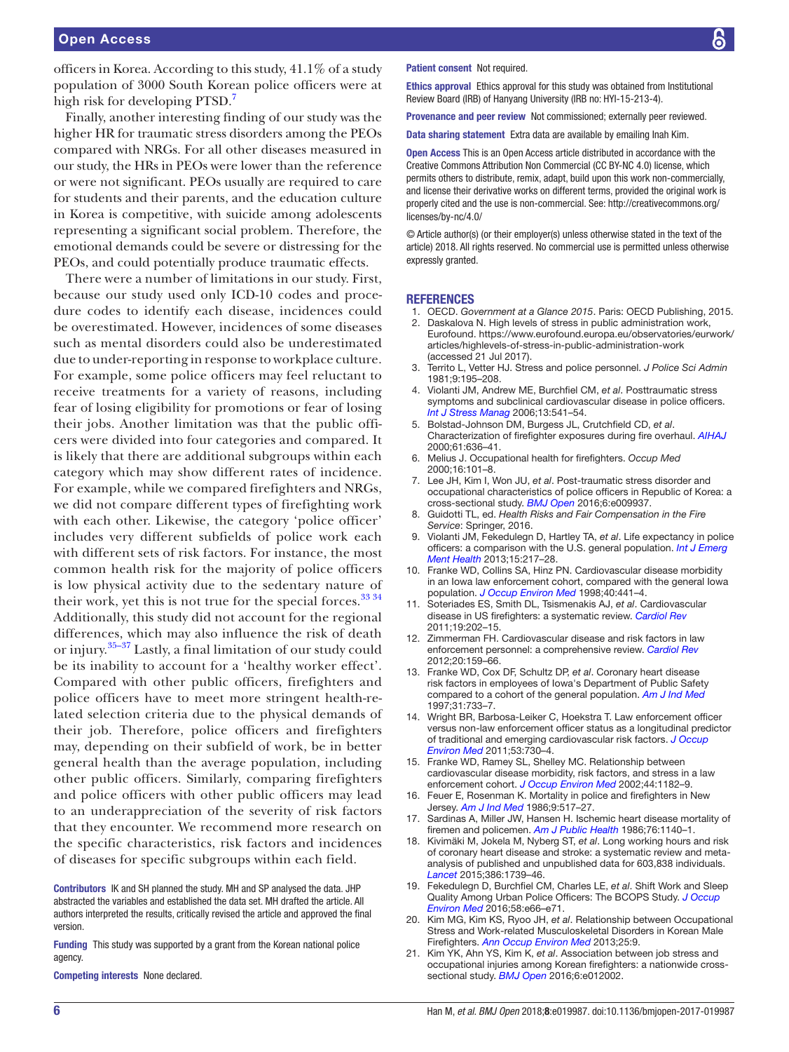officers in Korea. According to this study, 41.1% of a study population of 3000 South Korean police officers were at high risk for developing PTSD.[7]

Finally, another interesting finding of our study was the higher HR for traumatic stress disorders among the PEOs compared with NRGs. For all other diseases measured in our study, the HRs in PEOs were lower than the reference or were not significant. PEOs usually are required to care for students and their parents, and the education culture in Korea is competitive, with suicide among adolescents representing a significant social problem. Therefore, the emotional demands could be severe or distressing for the PEOs, and could potentially produce traumatic effects.

There were a number of limitations in our study. First, because our study used only ICD-10 codes and procedure codes to identify each disease, incidences could be overestimated. However, incidences of some diseases such as mental disorders could also be underestimated due to under-reporting in response to workplace culture. For example, some police officers may feel reluctant to receive treatments for a variety of reasons, including fear of losing eligibility for promotions or fear of losing their jobs. Another limitation was that the public officers were divided into four categories and compared. It is likely that there are additional subgroups within each category which may show different rates of incidence. For example, while we compared firefighters and NRGs, we did not compare different types of firefighting work with each other. Likewise, the category 'police officer' includes very different subfields of police work each with different sets of risk factors. For instance, the most common health risk for the majority of police officers is low physical activity due to the sedentary nature of their work, yet this is not true for the special forces.[33 34] Additionally, this study did not account for the regional differences, which may also influence the risk of death or injury.[35–37] Lastly, a final limitation of our study could be its inability to account for a 'healthy worker effect'. Compared with other public officers, firefighters and police officers have to meet more stringent health-related selection criteria due to the physical demands of their job. Therefore, police officers and firefighters may, depending on their subfield of work, be in better general health than the average population, including other public officers. Similarly, comparing firefighters and police officers with other public officers may lead to an underappreciation of the severity of risk factors that they encounter. We recommend more research on the specific characteristics, risk factors and incidences of diseases for specific subgroups within each field.

**Contributors** IK and SH planned the study. MH and SP analysed the data. JHP abstracted the variables and established the data set. MH drafted the article. All authors interpreted the results, critically revised the article and approved the final version.

**Funding** This study was supported by a grant from the Korean national police agency.

**Competing interests** None declared.

**Patient consent** Not required.

**Ethics approval** Ethics approval for this study was obtained from Institutional Review Board (IRB) of Hanyang University (IRB no: HYI-15-213-4).

**Provenance and peer review** Not commissioned; externally peer reviewed.

**Data sharing statement** Extra data are available by emailing Inah Kim.

**Open Access** This is an Open Access article distributed in accordance with the Creative Commons Attribution Non Commercial (CC BY-NC 4.0) license, which permits others to distribute, remix, adapt, build upon this work non-commercially, and license their derivative works on different terms, provided the original work is properly cited and the use is non-commercial. See: http://creativecommons.org/licenses/by-nc/4.0/

© Article author(s) (or their employer(s) unless otherwise stated in the text of the article) 2018. All rights reserved. No commercial use is permitted unless otherwise expressly granted.

## REFERENCES

1. OECD. *Government at a Glance 2015*. Paris: OECD Publishing, 2015.
2. Daskalova N. High levels of stress in public administration work, Eurofound. https://www.eurofound.europa.eu/observatories/eurwork/articles/highlevels-of-stress-in-public-administration-work (accessed 21 Jul 2017).
3. Territo L, Vetter HJ. Stress and police personnel. *J Police Sci Admin* 1981;9:195–208.
4. Violanti JM, Andrew ME, Burchfiel CM, *et al*. Posttraumatic stress symptoms and subclinical cardiovascular disease in police officers. *Int J Stress Manag* 2006;13:541–54.
5. Bolstad-Johnson DM, Burgess JL, Crutchfield CD, *et al*. Characterization of firefighter exposures during fire overhaul. *AIHAJ* 2000;61:636–41.
6. Melius J. Occupational health for firefighters. *Occup Med* 2000;16:101–8.
7. Lee JH, Kim I, Won JU, *et al*. Post-traumatic stress disorder and occupational characteristics of police officers in Republic of Korea: a cross-sectional study. *BMJ Open* 2016;6:e009937.
8. Guidotti TL, ed. *Health Risks and Fair Compensation in the Fire Service*: Springer, 2016.
9. Violanti JM, Fekedulegn D, Hartley TA, *et al*. Life expectancy in police officers: a comparison with the U.S. general population. *Int J Emerg Ment Health* 2013;15:217–28.
10. Franke WD, Collins SA, Hinz PN. Cardiovascular disease morbidity in an Iowa law enforcement cohort, compared with the general Iowa population. *J Occup Environ Med* 1998;40:441–4.
11. Soteriades ES, Smith DL, Tsismenakis AJ, *et al*. Cardiovascular disease in US firefighters: a systematic review. *Cardiol Rev* 2011;19:202–15.
12. Zimmerman FH. Cardiovascular disease and risk factors in law enforcement personnel: a comprehensive review. *Cardiol Rev* 2012;20:159–66.
13. Franke WD, Cox DF, Schultz DP, *et al*. Coronary heart disease risk factors in employees of Iowa's Department of Public Safety compared to a cohort of the general population. *Am J Ind Med* 1997;31:733–7.
14. Wright BR, Barbosa-Leiker C, Hoekstra T. Law enforcement officer versus non-law enforcement officer status as a longitudinal predictor of traditional and emerging cardiovascular risk factors. *J Occup Environ Med* 2011;53:730–4.
15. Franke WD, Ramey SL, Shelley MC. Relationship between cardiovascular disease morbidity, risk factors, and stress in a law enforcement cohort. *J Occup Environ Med* 2002;44:1182–9.
16. Feuer E, Rosenman K. Mortality in police and firefighters in New Jersey. *Am J Ind Med* 1986;9:517–27.
17. Sardinas A, Miller JW, Hansen H. Ischemic heart disease mortality of firemen and policemen. *Am J Public Health* 1986;76:1140–1.
18. Kivimäki M, Jokela M, Nyberg ST, *et al*. Long working hours and risk of coronary heart disease and stroke: a systematic review and meta-analysis of published and unpublished data for 603,838 individuals. *Lancet* 2015;386:1739–46.
19. Fekedulegn D, Burchfiel CM, Charles LE, *et al*. Shift Work and Sleep Quality Among Urban Police Officers: The BCOPS Study. *J Occup Environ Med* 2016;58:e66–e71.
20. Kim MG, Kim KS, Ryoo JH, *et al*. Relationship between Occupational Stress and Work-related Musculoskeletal Disorders in Korean Male Firefighters. *Ann Occup Environ Med* 2013;25:9.
21. Kim YK, Ahn YS, Kim K, *et al*. Association between job stress and occupational injuries among Korean firefighters: a nationwide cross-sectional study. *BMJ Open* 2016;6:e012002.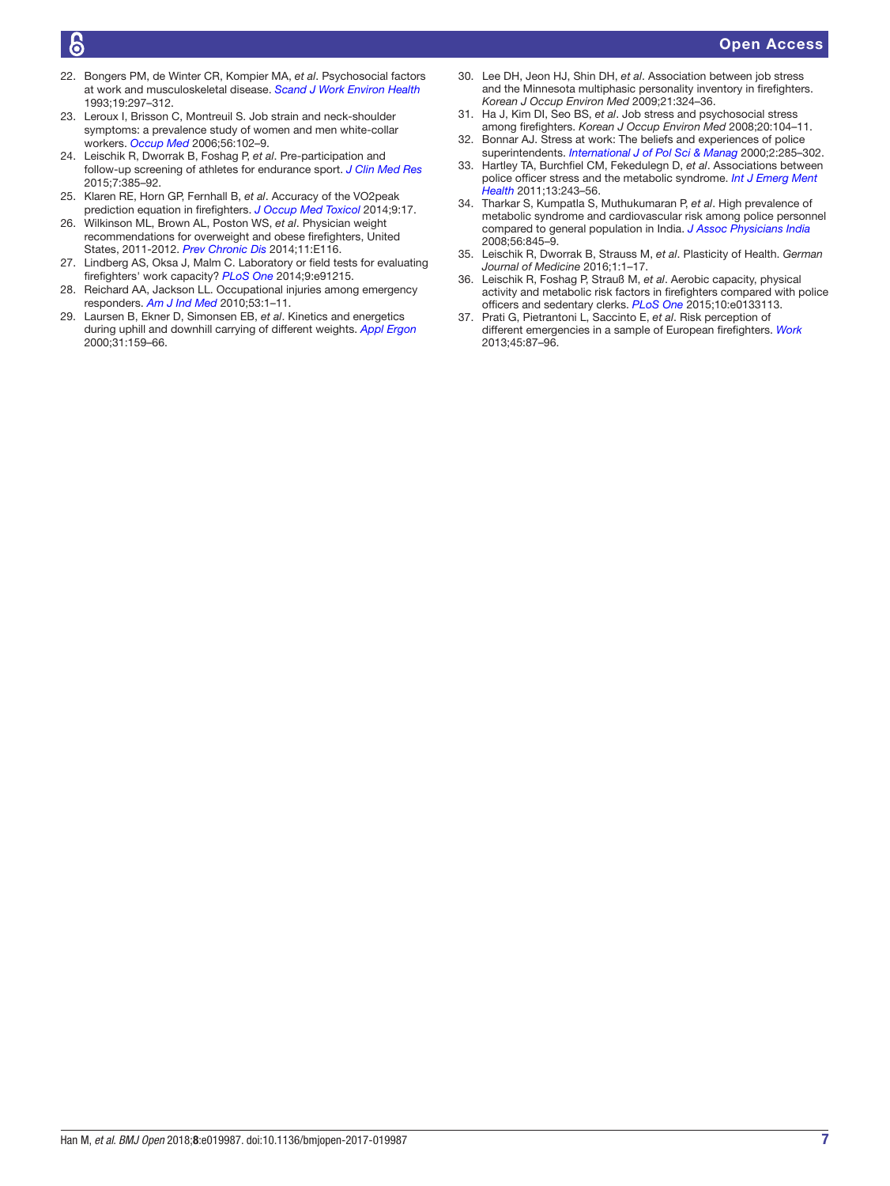22. Bongers PM, de Winter CR, Kompier MA, *et al*. Psychosocial factors at work and musculoskeletal disease. *Scand J Work Environ Health* 1993;19:297–312.
23. Leroux I, Brisson C, Montreuil S. Job strain and neck-shoulder symptoms: a prevalence study of women and men white-collar workers. *Occup Med* 2006;56:102–9.
24. Leischik R, Dworrak B, Foshag P, *et al*. Pre-participation and follow-up screening of athletes for endurance sport. *J Clin Med Res* 2015;7:385–92.
25. Klaren RE, Horn GP, Fernhall B, *et al*. Accuracy of the VO2peak prediction equation in firefighters. *J Occup Med Toxicol* 2014;9:17.
26. Wilkinson ML, Brown AL, Poston WS, *et al*. Physician weight recommendations for overweight and obese firefighters, United States, 2011-2012. *Prev Chronic Dis* 2014;11:E116.
27. Lindberg AS, Oksa J, Malm C. Laboratory or field tests for evaluating firefighters' work capacity? *PLoS One* 2014;9:e91215.
28. Reichard AA, Jackson LL. Occupational injuries among emergency responders. *Am J Ind Med* 2010;53:1–11.
29. Laursen B, Ekner D, Simonsen EB, *et al*. Kinetics and energetics during uphill and downhill carrying of different weights. *Appl Ergon* 2000;31:159–66.
30. Lee DH, Jeon HJ, Shin DH, *et al*. Association between job stress and the Minnesota multiphasic personality inventory in firefighters. *Korean J Occup Environ Med* 2009;21:324–36.
31. Ha J, Kim DI, Seo BS, *et al*. Job stress and psychosocial stress among firefighters. *Korean J Occup Environ Med* 2008;20:104–11.
32. Bonnar AJ. Stress at work: The beliefs and experiences of police superintendents. *International J of Pol Sci & Manag* 2000;2:285–302.
33. Hartley TA, Burchfiel CM, Fekedulegn D, *et al*. Associations between police officer stress and the metabolic syndrome. *Int J Emerg Ment Health* 2011;13:243–56.
34. Tharkar S, Kumpatla S, Muthukumaran P, *et al*. High prevalence of metabolic syndrome and cardiovascular risk among police personnel compared to general population in India. *J Assoc Physicians India* 2008;56:845–9.
35. Leischik R, Dworrak B, Strauss M, *et al*. Plasticity of Health. *German Journal of Medicine* 2016;1:1–17.
36. Leischik R, Foshag P, Strauß M, *et al*. Aerobic capacity, physical activity and metabolic risk factors in firefighters compared with police officers and sedentary clerks. *PLoS One* 2015;10:e0133113.
37. Prati G, Pietrantoni L, Saccinto E, *et al*. Risk perception of different emergencies in a sample of European firefighters. *Work* 2013;45:87–96.